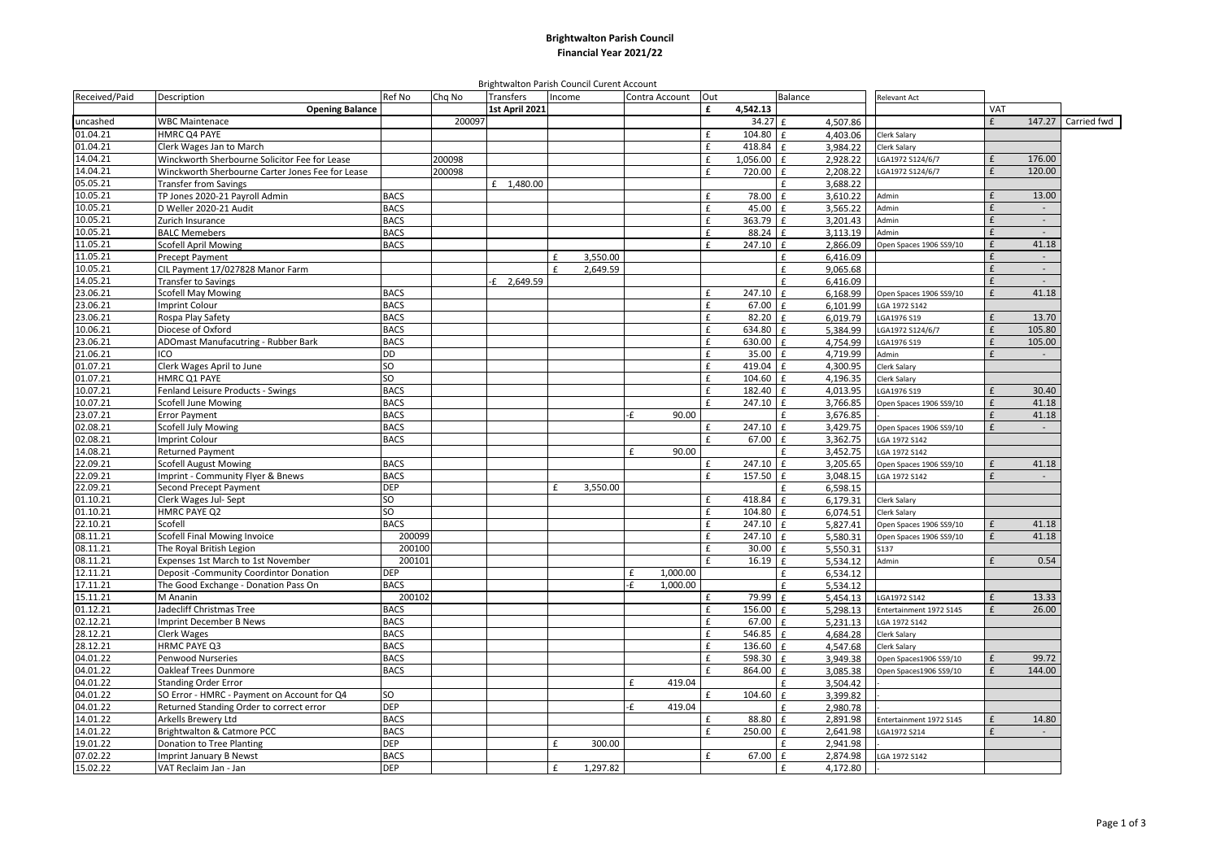**Brightwalton Parish Council**
**Financial Year 2021/22**

Brightwalton Parish Council Curent Account

| Received/Paid | Description | Ref No | Chq No | Transfers | Income | Contra Account | Out | Balance | Relevant Act | VAT | |
|---|---|---|---|---|---|---|---|---|---|---|---|
| | **Opening Balance** | | | **1st April 2021** | | | **£ 4,542.13** | | | | |
| uncashed | WBC Maintenace | | 200097 | | | | 34.27 | £ 4,507.86 | | £ 147.27 | Carried fwd |
| 01.04.21 | HMRC Q4 PAYE | | | | | | £ 104.80 | £ 4,403.06 | Clerk Salary | | |
| 01.04.21 | Clerk Wages Jan to March | | | | | | £ 418.84 | £ 3,984.22 | Clerk Salary | | |
| 14.04.21 | Winckworth Sherbourne Solicitor Fee for Lease | | 200098 | | | | £ 1,056.00 | £ 2,928.22 | LGA1972 S124/6/7 | £ 176.00 | |
| 14.04.21 | Winckworth Sherbourne Carter Jones Fee for Lease | | 200098 | | | | £ 720.00 | £ 2,208.22 | LGA1972 S124/6/7 | £ 120.00 | |
| 05.05.21 | Transfer from Savings | | | £ 1,480.00 | | | | £ 3,688.22 | | | |
| 10.05.21 | TP Jones 2020-21 Payroll Admin | BACS | | | | | £ 78.00 | £ 3,610.22 | Admin | £ 13.00 | |
| 10.05.21 | D Weller 2020-21 Audit | BACS | | | | | £ 45.00 | £ 3,565.22 | Admin | £ - | |
| 10.05.21 | Zurich Insurance | BACS | | | | | £ 363.79 | £ 3,201.43 | Admin | £ - | |
| 10.05.21 | BALC Memebers | BACS | | | | | £ 88.24 | £ 3,113.19 | Admin | £ - | |
| 11.05.21 | Scofell April Mowing | BACS | | | | | £ 247.10 | £ 2,866.09 | Open Spaces 1906 SS9/10 | £ 41.18 | |
| 11.05.21 | Precept Payment | | | | £ 3,550.00 | | | £ 6,416.09 | | £ - | |
| 10.05.21 | CIL Payment 17/027828 Manor Farm | | | | £ 2,649.59 | | | £ 9,065.68 | | £ - | |
| 14.05.21 | Transfer to Savings | | | -£ 2,649.59 | | | | £ 6,416.09 | | £ - | |
| 23.06.21 | Scofell May Mowing | BACS | | | | | £ 247.10 | £ 6,168.99 | Open Spaces 1906 SS9/10 | £ 41.18 | |
| 23.06.21 | Imprint Colour | BACS | | | | | £ 67.00 | £ 6,101.99 | LGA 1972 S142 | | |
| 23.06.21 | Rospa Play Safety | BACS | | | | | £ 82.20 | £ 6,019.79 | LGA1976 S19 | £ 13.70 | |
| 10.06.21 | Diocese of Oxford | BACS | | | | | £ 634.80 | £ 5,384.99 | LGA1972 S124/6/7 | £ 105.80 | |
| 23.06.21 | ADOmast Manufacutring - Rubber Bark | BACS | | | | | £ 630.00 | £ 4,754.99 | LGA1976 S19 | £ 105.00 | |
| 21.06.21 | ICO | DD | | | | | £ 35.00 | £ 4,719.99 | Admin | £ - | |
| 01.07.21 | Clerk Wages April to June | SO | | | | | £ 419.04 | £ 4,300.95 | Clerk Salary | | |
| 01.07.21 | HMRC Q1 PAYE | SO | | | | | £ 104.60 | £ 4,196.35 | Clerk Salary | | |
| 10.07.21 | Fenland Leisure Products - Swings | BACS | | | | | £ 182.40 | £ 4,013.95 | LGA1976 S19 | £ 30.40 | |
| 10.07.21 | Scofell June Mowing | BACS | | | | | £ 247.10 | £ 3,766.85 | Open Spaces 1906 SS9/10 | £ 41.18 | |
| 23.07.21 | Error Payment | BACS | | | | -£ 90.00 | | £ 3,676.85 | - | £ 41.18 | |
| 02.08.21 | Scofell July Mowing | BACS | | | | | £ 247.10 | £ 3,429.75 | Open Spaces 1906 SS9/10 | £ - | |
| 02.08.21 | Imprint Colour | BACS | | | | | £ 67.00 | £ 3,362.75 | LGA 1972 S142 | | |
| 14.08.21 | Returned Payment | | | | | £ 90.00 | | £ 3,452.75 | LGA 1972 S142 | | |
| 22.09.21 | Scofell August Mowing | BACS | | | | | £ 247.10 | £ 3,205.65 | Open Spaces 1906 SS9/10 | £ 41.18 | |
| 22.09.21 | Imprint - Community Flyer & Bnews | BACS | | | | | £ 157.50 | £ 3,048.15 | LGA 1972 S142 | £ - | |
| 22.09.21 | Second Precept Payment | DEP | | | £ 3,550.00 | | | £ 6,598.15 | | | |
| 01.10.21 | Clerk Wages Jul- Sept | SO | | | | | £ 418.84 | £ 6,179.31 | Clerk Salary | | |
| 01.10.21 | HMRC PAYE Q2 | SO | | | | | £ 104.80 | £ 6,074.51 | Clerk Salary | | |
| 22.10.21 | Scofell | BACS | | | | | £ 247.10 | £ 5,827.41 | Open Spaces 1906 SS9/10 | £ 41.18 | |
| 08.11.21 | Scofell Final Mowing Invoice | 200099 | | | | | £ 247.10 | £ 5,580.31 | Open Spaces 1906 SS9/10 | £ 41.18 | |
| 08.11.21 | The Royal British Legion | 200100 | | | | | £ 30.00 | £ 5,550.31 | S137 | | |
| 08.11.21 | Expenses 1st March to 1st November | 200101 | | | | | £ 16.19 | £ 5,534.12 | Admin | £ 0.54 | |
| 12.11.21 | Deposit -Community Coordintor Donation | DEP | | | | £ 1,000.00 | | £ 6,534.12 | | | |
| 17.11.21 | The Good Exchange - Donation Pass On | BACS | | | | -£ 1,000.00 | | £ 5,534.12 | | | |
| 15.11.21 | M Ananin | 200102 | | | | | £ 79.99 | £ 5,454.13 | LGA1972 S142 | £ 13.33 | |
| 01.12.21 | Jadecliff Christmas Tree | BACS | | | | | £ 156.00 | £ 5,298.13 | Entertainment 1972 S145 | £ 26.00 | |
| 02.12.21 | Imprint December B News | BACS | | | | | £ 67.00 | £ 5,231.13 | LGA 1972 S142 | | |
| 28.12.21 | Clerk Wages | BACS | | | | | £ 546.85 | £ 4,684.28 | Clerk Salary | | |
| 28.12.21 | HRMC PAYE Q3 | BACS | | | | | £ 136.60 | £ 4,547.68 | Clerk Salary | | |
| 04.01.22 | Penwood Nurseries | BACS | | | | | £ 598.30 | £ 3,949.38 | Open Spaces1906 SS9/10 | £ 99.72 | |
| 04.01.22 | Oakleaf Trees Dunmore | BACS | | | | | £ 864.00 | £ 3,085.38 | Open Spaces1906 SS9/10 | £ 144.00 | |
| 04.01.22 | Standing Order Error | | | | | £ 419.04 | | £ 3,504.42 | - | | |
| 04.01.22 | SO Error - HMRC - Payment on Account for Q4 | SO | | | | | £ 104.60 | £ 3,399.82 | - | | |
| 04.01.22 | Returned Standing Order to correct error | DEP | | | | -£ 419.04 | | £ 2,980.78 | - | | |
| 14.01.22 | Arkells Brewery Ltd | BACS | | | | | £ 88.80 | £ 2,891.98 | Entertainment 1972 S145 | £ 14.80 | |
| 14.01.22 | Brightwalton & Catmore PCC | BACS | | | | | £ 250.00 | £ 2,641.98 | LGA1972 S214 | £ - | |
| 19.01.22 | Donation to Tree Planting | DEP | | | £ 300.00 | | | £ 2,941.98 | - | | |
| 07.02.22 | Imprint January B Newst | BACS | | | | | £ 67.00 | £ 2,874.98 | LGA 1972 S142 | | |
| 15.02.22 | VAT Reclaim Jan - Jan | DEP | | | £ 1,297.82 | | | £ 4,172.80 | - | | |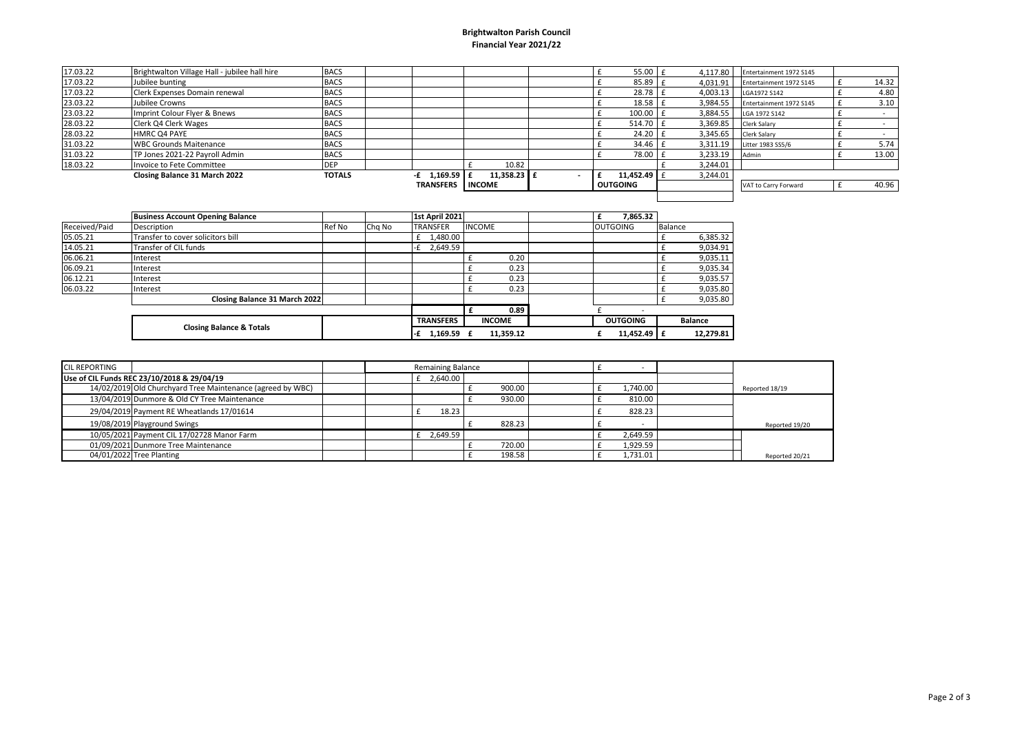# Brightwalton Parish Council
## Financial Year 2021/22

| Date | Description | Ref | | Transfers | Income | | Outgoing | Balance | VAT Category | VAT |
|---|---|---|---|---|---|---|---|---|---|---|
| 17.03.22 | Brightwalton Village Hall - jubilee hall hire | BACS | | | | | £ 55.00 | £ 4,117.80 | Entertainment 1972 S145 | |
| 17.03.22 | Jubilee bunting | BACS | | | | | £ 85.89 | £ 4,031.91 | Entertainment 1972 S145 | £ 14.32 |
| 17.03.22 | Clerk Expenses Domain renewal | BACS | | | | | £ 28.78 | £ 4,003.13 | LGA1972 S142 | £ 4.80 |
| 23.03.22 | Jubilee Crowns | BACS | | | | | £ 18.58 | £ 3,984.55 | Entertainment 1972 S145 | £ 3.10 |
| 23.03.22 | Imprint Colour Flyer & Bnews | BACS | | | | | £ 100.00 | £ 3,884.55 | LGA 1972 S142 | £ - |
| 28.03.22 | Clerk Q4 Clerk Wages | BACS | | | | | £ 514.70 | £ 3,369.85 | Clerk Salary | £ - |
| 28.03.22 | HMRC Q4 PAYE | BACS | | | | | £ 24.20 | £ 3,345.65 | Clerk Salary | £ - |
| 31.03.22 | WBC Grounds Maitenance | BACS | | | | | £ 34.46 | £ 3,311.19 | Litter 1983 SS5/6 | £ 5.74 |
| 31.03.22 | TP Jones 2021-22 Payroll Admin | BACS | | | | | £ 78.00 | £ 3,233.19 | Admin | £ 13.00 |
| 18.03.22 | Invoice to Fete Committee | DEP | | | £ 10.82 | | | £ 3,244.01 | | |
| | **Closing Balance 31 March 2022** | **TOTALS** | | -£ 1,169.59 | £ 11,358.23 | £ - | £ 11,452.49 | £ 3,244.01 | | |
| | | | | **TRANSFERS** | **INCOME** | | **OUTGOING** | | VAT to Carry Forward | £ 40.96 |

| | **Business Account Opening Balance** | | | 1st April 2021 | | | £ 7,865.32 | |
|---|---|---|---|---|---|---|---|---|
| Received/Paid | Description | Ref No | Chq No | TRANSFER | INCOME | | OUTGOING | Balance |
| 05.05.21 | Transfer to cover solicitors bill | | | £ 1,480.00 | | | | £ 6,385.32 |
| 14.05.21 | Transfer of CIL funds | | | -£ 2,649.59 | | | | £ 9,034.91 |
| 06.06.21 | Interest | | | | £ 0.20 | | | £ 9,035.11 |
| 06.09.21 | Interest | | | | £ 0.23 | | | £ 9,035.34 |
| 06.12.21 | Interest | | | | £ 0.23 | | | £ 9,035.57 |
| 06.03.22 | Interest | | | | £ 0.23 | | | £ 9,035.80 |
| | **Closing Balance 31 March 2022** | | | | | | | £ 9,035.80 |
| | | | | | **£ 0.89** | | £ - | |
| | **Closing Balance & Totals** | | | **TRANSFERS** | **INCOME** | | **OUTGOING** | **Balance** |
| | | | | **-£ 1,169.59** | **£ 11,359.12** | | **£ 11,452.49** | **£ 12,279.81** |

| CIL REPORTING | | | | Remaining Balance | | | £ - | | |
|---|---|---|---|---|---|---|---|---|---|
| Use of CIL Funds REC 23/10/2018 & 29/04/19 | | | | £ 2,640.00 | | | | | |
| 14/02/2019 | Old Churchyard Tree Maintenance (agreed by WBC) | | | | £ 900.00 | | £ 1,740.00 | | Reported 18/19 |
| 13/04/2019 | Dunmore & Old CY Tree Maintenance | | | | £ 930.00 | | £ 810.00 | | |
| 29/04/2019 | Payment RE Wheatlands 17/01614 | | | £ 18.23 | | | £ 828.23 | | |
| 19/08/2019 | Playground Swings | | | | £ 828.23 | | £ - | | Reported 19/20 |
| 10/05/2021 | Payment CIL 17/02728 Manor Farm | | | £ 2,649.59 | | | £ 2,649.59 | | |
| 01/09/2021 | Dunmore Tree Maintenance | | | | £ 720.00 | | £ 1,929.59 | | |
| 04/01/2022 | Tree Planting | | | | £ 198.58 | | £ 1,731.01 | | Reported 20/21 |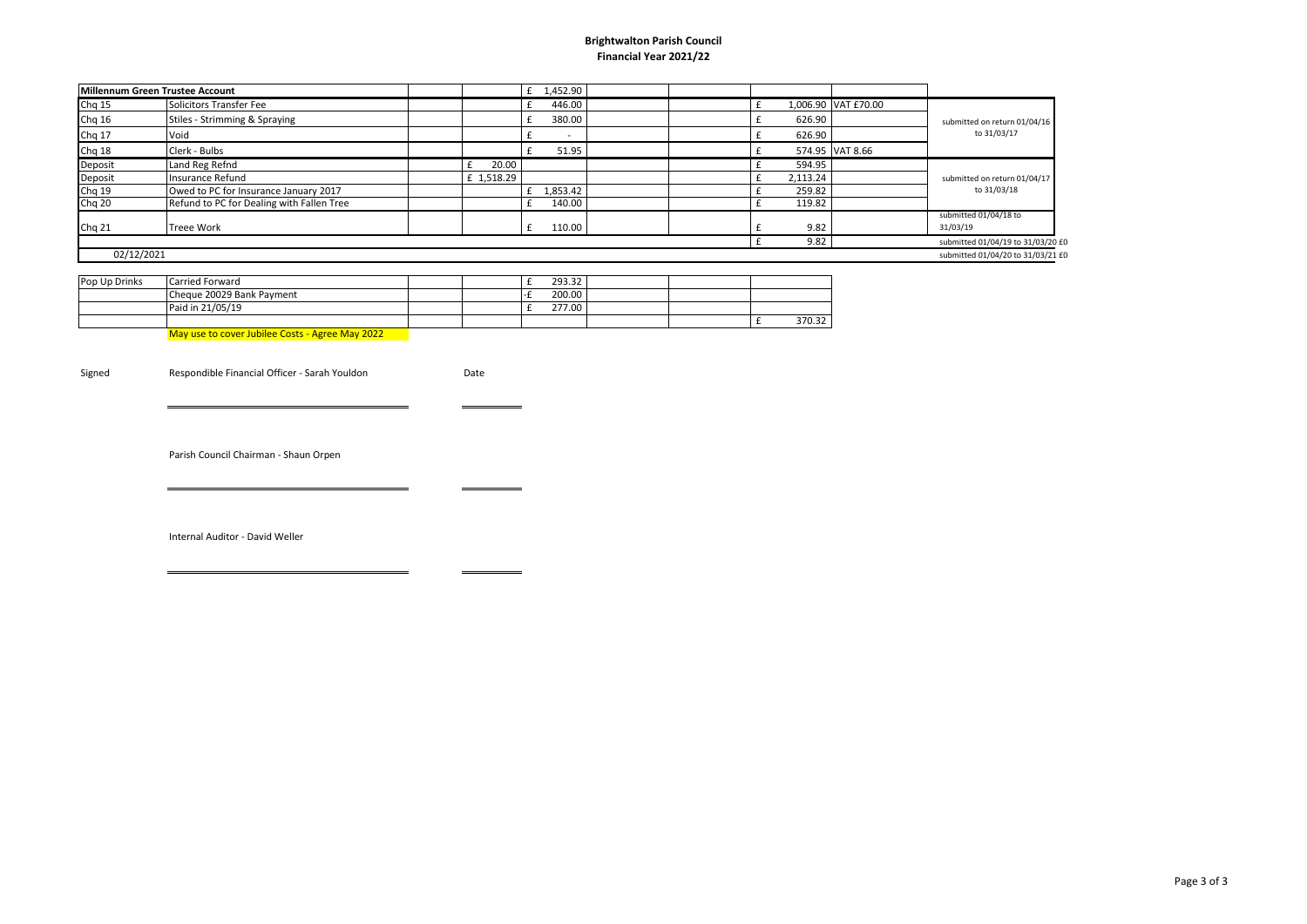**Brightwalton Parish Council**
**Financial Year 2021/22**

| | | | | | | | | | |
|---|---|---|---|---|---|---|---|---|---|
| **Millennum Green Trustee Account** | | | | £ 1,452.90 | | | | | |
| Chq 15 | Solicitors Transfer Fee | | | £ 446.00 | | | £ 1,006.90 | VAT £70.00 | |
| Chq 16 | Stiles - Strimming & Spraying | | | £ 380.00 | | | £ 626.90 | | submitted on return 01/04/16 to 31/03/17 |
| Chq 17 | Void | | | £ - | | | £ 626.90 | | |
| Chq 18 | Clerk - Bulbs | | | £ 51.95 | | | £ 574.95 | VAT 8.66 | |
| Deposit | Land Reg Refnd | | £ 20.00 | | | | £ 594.95 | | |
| Deposit | Insurance Refund | | £ 1,518.29 | | | | £ 2,113.24 | | submitted on return 01/04/17 to 31/03/18 |
| Chq 19 | Owed to PC for Insurance January 2017 | | | £ 1,853.42 | | | £ 259.82 | | |
| Chq 20 | Refund to PC for Dealing with Fallen Tree | | | £ 140.00 | | | £ 119.82 | | |
| Chq 21 | Treee Work | | | £ 110.00 | | | £ 9.82 | | submitted 01/04/18 to 31/03/19 |
| | | | | | | | £ 9.82 | | submitted 01/04/19 to 31/03/20 £0 |
| 02/12/2021 | | | | | | | | | submitted 01/04/20 to 31/03/21 £0 |

| | | | | | | | |
|---|---|---|---|---|---|---|---|
| Pop Up Drinks | Carried Forward | | | £ 293.32 | | | |
| | Cheque 20029 Bank Payment | | | -£ 200.00 | | | |
| | Paid in 21/05/19 | | | £ 277.00 | | | |
| | | | | | | | £ 370.32 |

May use to cover Jubilee Costs - Agree May 2022

Signed Respondible Financial Officer - Sarah Youldon Date

Parish Council Chairman - Shaun Orpen

Internal Auditor - David Weller